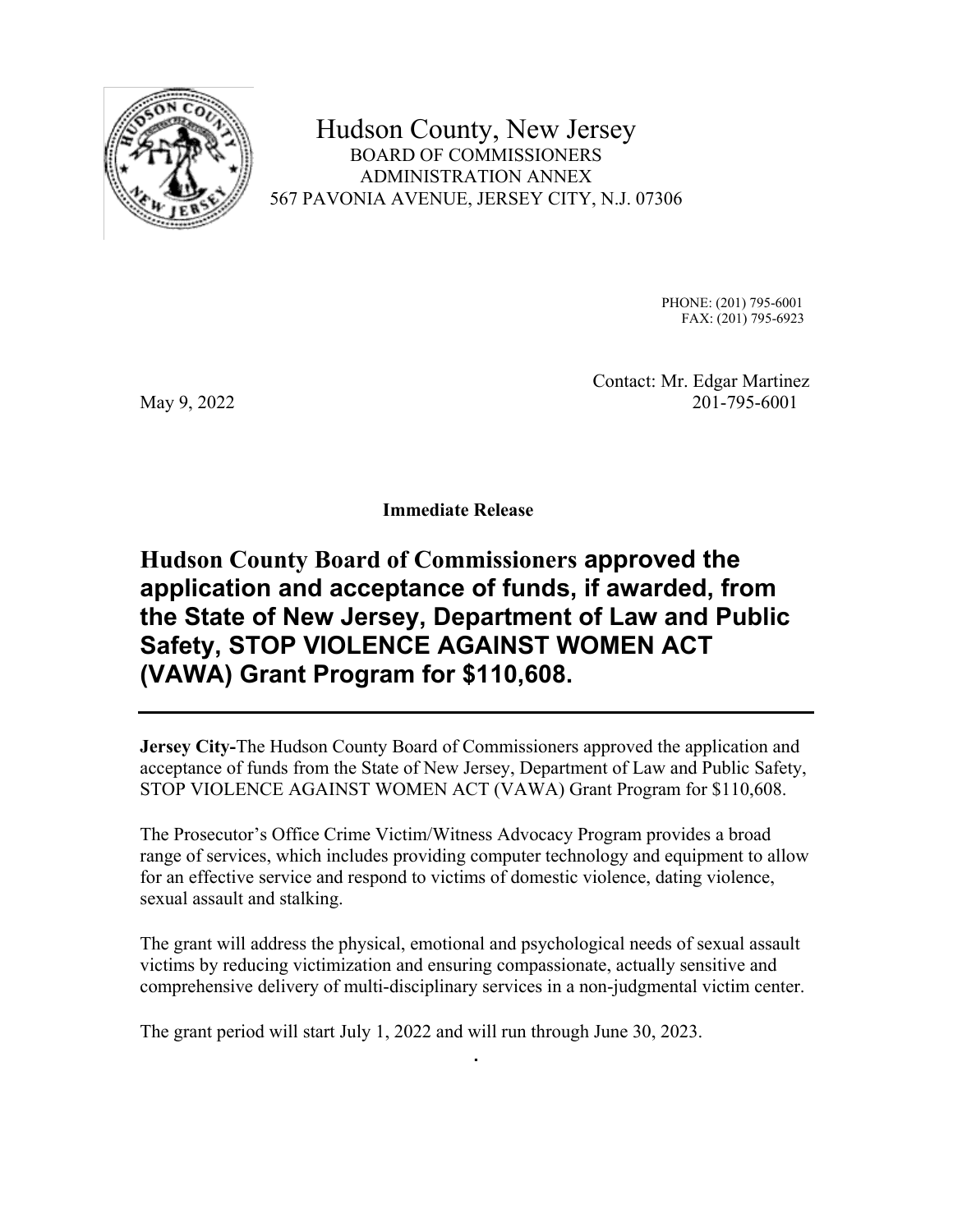Hudson County, New Jersey
BOARD OF COMMISSIONERS
ADMINISTRATION ANNEX
567 PAVONIA AVENUE, JERSEY CITY, N.J. 07306

PHONE: (201) 795-6001
FAX: (201) 795-6923

Contact: Mr. Edgar Martinez
201-795-6001

May 9, 2022

**Immediate Release**

# Hudson County Board of Commissioners approved the application and acceptance of funds, if awarded, from the State of New Jersey, Department of Law and Public Safety, STOP VIOLENCE AGAINST WOMEN ACT (VAWA) Grant Program for $110,608.

---

**Jersey City-**The Hudson County Board of Commissioners approved the application and acceptance of funds from the State of New Jersey, Department of Law and Public Safety, STOP VIOLENCE AGAINST WOMEN ACT (VAWA) Grant Program for $110,608.

The Prosecutor's Office Crime Victim/Witness Advocacy Program provides a broad range of services, which includes providing computer technology and equipment to allow for an effective service and respond to victims of domestic violence, dating violence, sexual assault and stalking.

The grant will address the physical, emotional and psychological needs of sexual assault victims by reducing victimization and ensuring compassionate, actually sensitive and comprehensive delivery of multi-disciplinary services in a non-judgmental victim center.

The grant period will start July 1, 2022 and will run through June 30, 2023.

.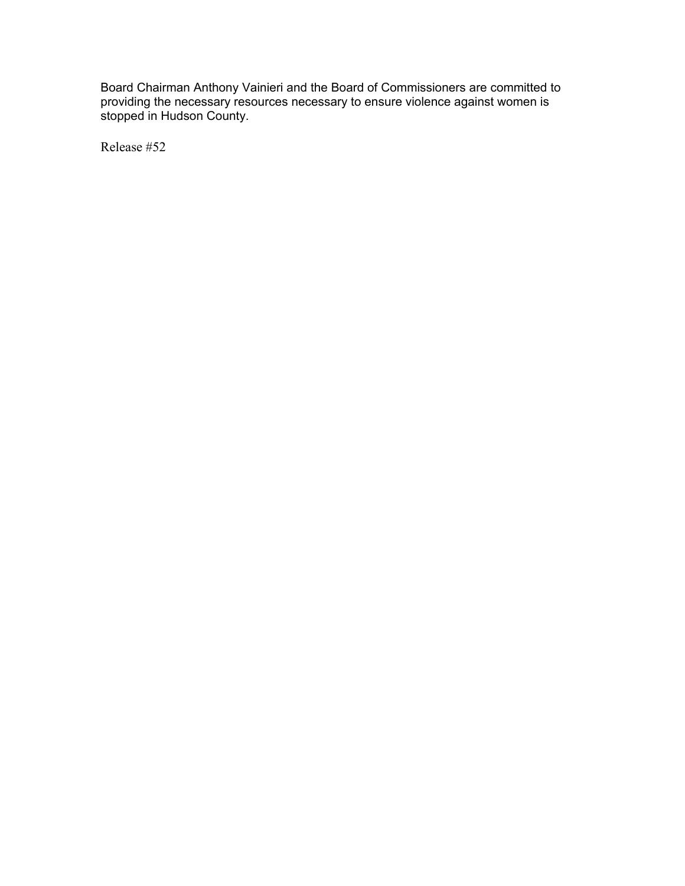Board Chairman Anthony Vainieri and the Board of Commissioners are committed to providing the necessary resources necessary to ensure violence against women is stopped in Hudson County.

Release #52